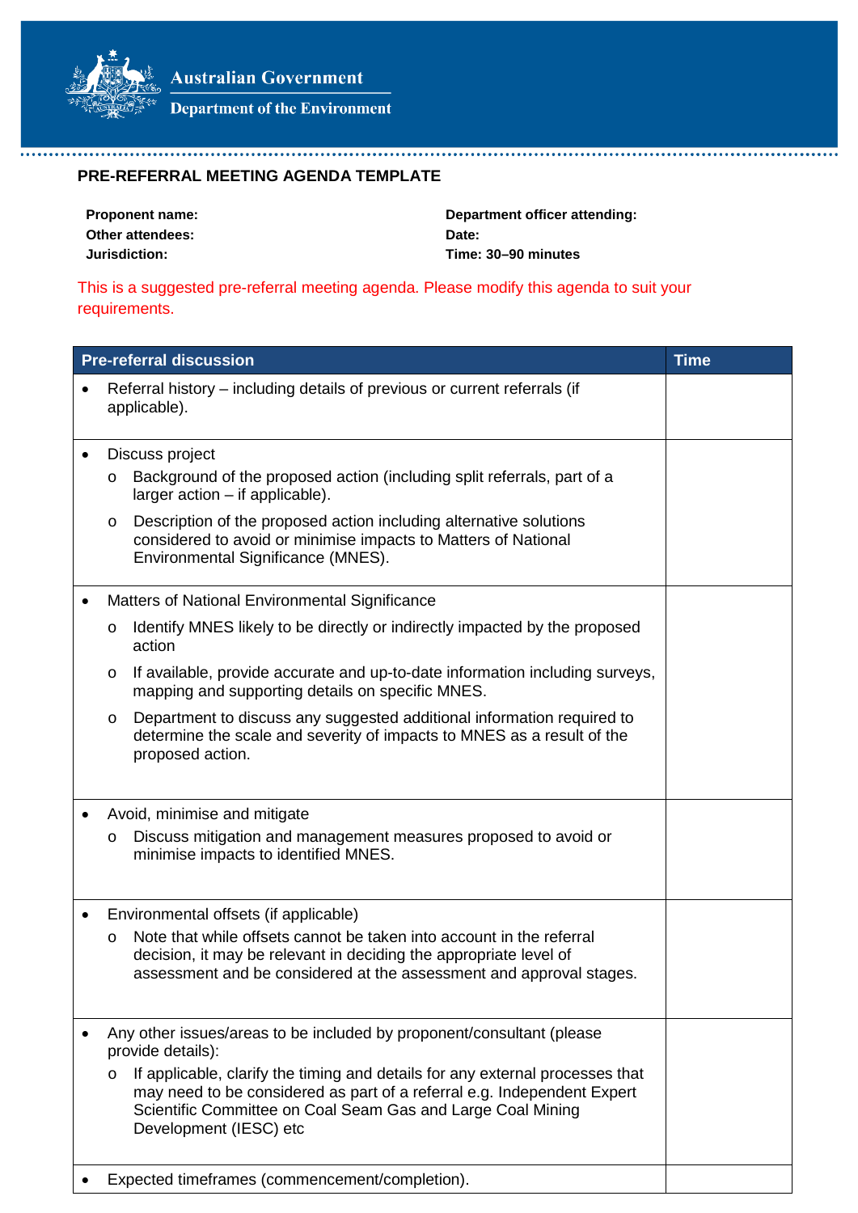Australian Government

Department of the Environment

## PRE-REFERRAL MEETING AGENDA TEMPLATE

| | |
|---|---|
| **Proponent name:** | **Department officer attending:** |
| **Other attendees:** | **Date:** |
| **Jurisdiction:** | **Time: 30–90 minutes** |

This is a suggested pre-referral meeting agenda. Please modify this agenda to suit your requirements.

| Pre-referral discussion | Time |
|---|---|
| • Referral history – including details of previous or current referrals (if applicable). | |
| • Discuss project<br>  o Background of the proposed action (including split referrals, part of a larger action – if applicable).<br>  o Description of the proposed action including alternative solutions considered to avoid or minimise impacts to Matters of National Environmental Significance (MNES). | |
| • Matters of National Environmental Significance<br>  o Identify MNES likely to be directly or indirectly impacted by the proposed action<br>  o If available, provide accurate and up-to-date information including surveys, mapping and supporting details on specific MNES.<br>  o Department to discuss any suggested additional information required to determine the scale and severity of impacts to MNES as a result of the proposed action. | |
| • Avoid, minimise and mitigate<br>  o Discuss mitigation and management measures proposed to avoid or minimise impacts to identified MNES. | |
| • Environmental offsets (if applicable)<br>  o Note that while offsets cannot be taken into account in the referral decision, it may be relevant in deciding the appropriate level of assessment and be considered at the assessment and approval stages. | |
| • Any other issues/areas to be included by proponent/consultant (please provide details):<br>  o If applicable, clarify the timing and details for any external processes that may need to be considered as part of a referral e.g. Independent Expert Scientific Committee on Coal Seam Gas and Large Coal Mining Development (IESC) etc | |
| • Expected timeframes (commencement/completion). | |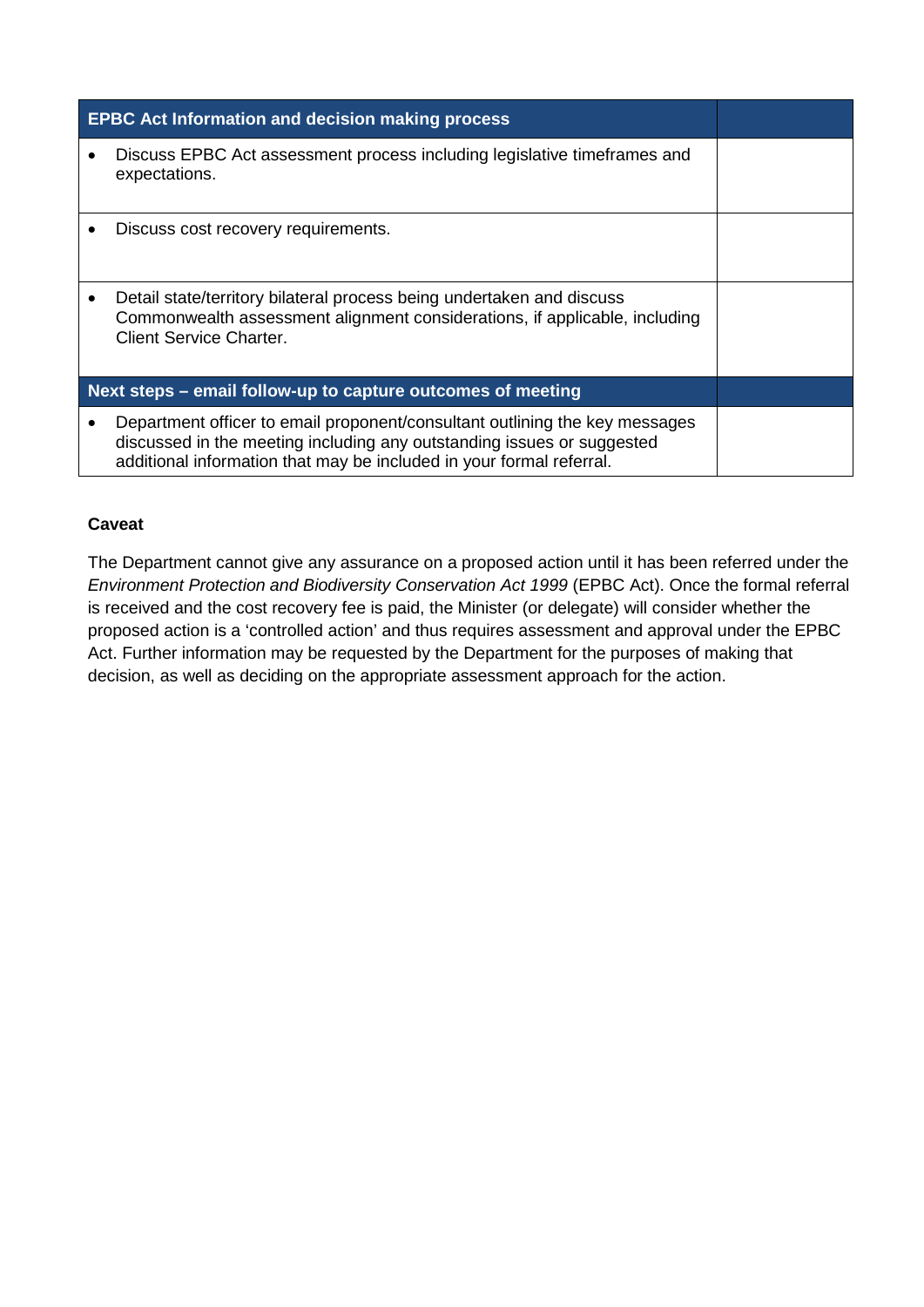| EPBC Act Information and decision making process | |
|---|---|
| • Discuss EPBC Act assessment process including legislative timeframes and expectations. | |
| • Discuss cost recovery requirements. | |
| • Detail state/territory bilateral process being undertaken and discuss Commonwealth assessment alignment considerations, if applicable, including Client Service Charter. | |
| **Next steps – email follow-up to capture outcomes of meeting** | |
| • Department officer to email proponent/consultant outlining the key messages discussed in the meeting including any outstanding issues or suggested additional information that may be included in your formal referral. | |

**Caveat**

The Department cannot give any assurance on a proposed action until it has been referred under the *Environment Protection and Biodiversity Conservation Act 1999* (EPBC Act). Once the formal referral is received and the cost recovery fee is paid, the Minister (or delegate) will consider whether the proposed action is a 'controlled action' and thus requires assessment and approval under the EPBC Act. Further information may be requested by the Department for the purposes of making that decision, as well as deciding on the appropriate assessment approach for the action.